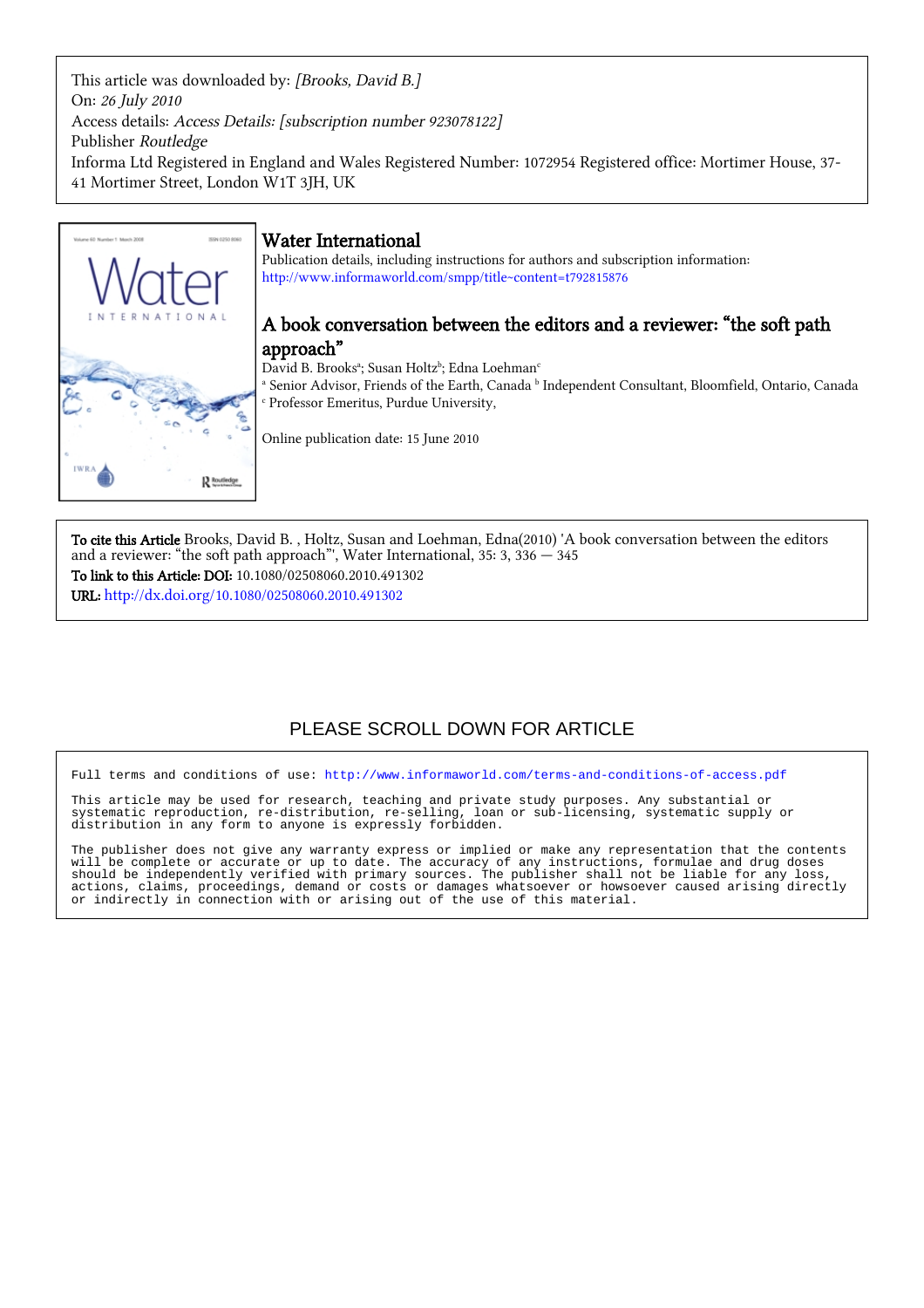This article was downloaded by: *[Brooks, David B.]*
On: *26 July 2010*
Access details: *Access Details: [subscription number 923078122]*
Publisher *Routledge*
Informa Ltd Registered in England and Wales Registered Number: 1072954 Registered office: Mortimer House, 37-41 Mortimer Street, London W1T 3JH, UK

## Water International

Publication details, including instructions for authors and subscription information:
http://www.informaworld.com/smpp/title~content=t792815876

# A book conversation between the editors and a reviewer: "the soft path approach"

David B. Brooks[a]; Susan Holtz[b]; Edna Loehman[c]

[a] Senior Advisor, Friends of the Earth, Canada [b] Independent Consultant, Bloomfield, Ontario, Canada [c] Professor Emeritus, Purdue University,

Online publication date: 15 June 2010

**To cite this Article** Brooks, David B. , Holtz, Susan and Loehman, Edna(2010) 'A book conversation between the editors and a reviewer: "the soft path approach"', Water International, 35: 3, 336 — 345

**To link to this Article: DOI:** 10.1080/02508060.2010.491302

**URL:** http://dx.doi.org/10.1080/02508060.2010.491302

PLEASE SCROLL DOWN FOR ARTICLE

Full terms and conditions of use: http://www.informaworld.com/terms-and-conditions-of-access.pdf

This article may be used for research, teaching and private study purposes. Any substantial or systematic reproduction, re-distribution, re-selling, loan or sub-licensing, systematic supply or distribution in any form to anyone is expressly forbidden.

The publisher does not give any warranty express or implied or make any representation that the contents will be complete or accurate or up to date. The accuracy of any instructions, formulae and drug doses should be independently verified with primary sources. The publisher shall not be liable for any loss, actions, claims, proceedings, demand or costs or damages whatsoever or howsoever caused arising directly or indirectly in connection with or arising out of the use of this material.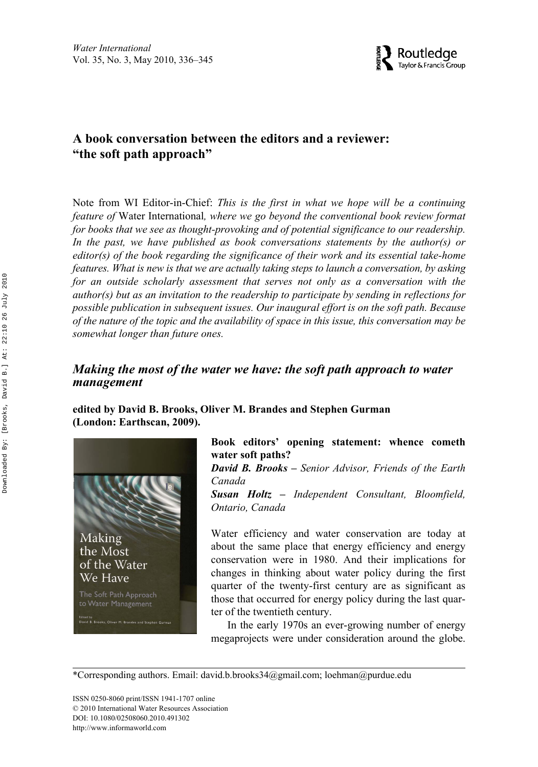# A book conversation between the editors and a reviewer: "the soft path approach"

Note from WI Editor-in-Chief: *This is the first in what we hope will be a continuing feature of* Water International*, where we go beyond the conventional book review format for books that we see as thought-provoking and of potential significance to our readership. In the past, we have published as book conversations statements by the author(s) or editor(s) of the book regarding the significance of their work and its essential take-home features. What is new is that we are actually taking steps to launch a conversation, by asking for an outside scholarly assessment that serves not only as a conversation with the author(s) but as an invitation to the readership to participate by sending in reflections for possible publication in subsequent issues. Our inaugural effort is on the soft path. Because of the nature of the topic and the availability of space in this issue, this conversation may be somewhat longer than future ones.*

## *Making the most of the water we have: the soft path approach to water management*

**edited by David B. Brooks, Oliver M. Brandes and Stephen Gurman (London: Earthscan, 2009).**

### Book editors' opening statement: whence cometh water soft paths?

***David B. Brooks*** *– Senior Advisor, Friends of the Earth Canada*

***Susan Holtz*** *– Independent Consultant, Bloomfield, Ontario, Canada*

Water efficiency and water conservation are today at about the same place that energy efficiency and energy conservation were in 1980. And their implications for changes in thinking about water policy during the first quarter of the twenty-first century are as significant as those that occurred for energy policy during the last quarter of the twentieth century.

In the early 1970s an ever-growing number of energy megaprojects were under consideration around the globe.

*Corresponding authors. Email: david.b.brooks34@gmail.com; loehman@purdue.edu

ISSN 0250-8060 print/ISSN 1941-1707 online
© 2010 International Water Resources Association
DOI: 10.1080/02508060.2010.491302
http://www.informaworld.com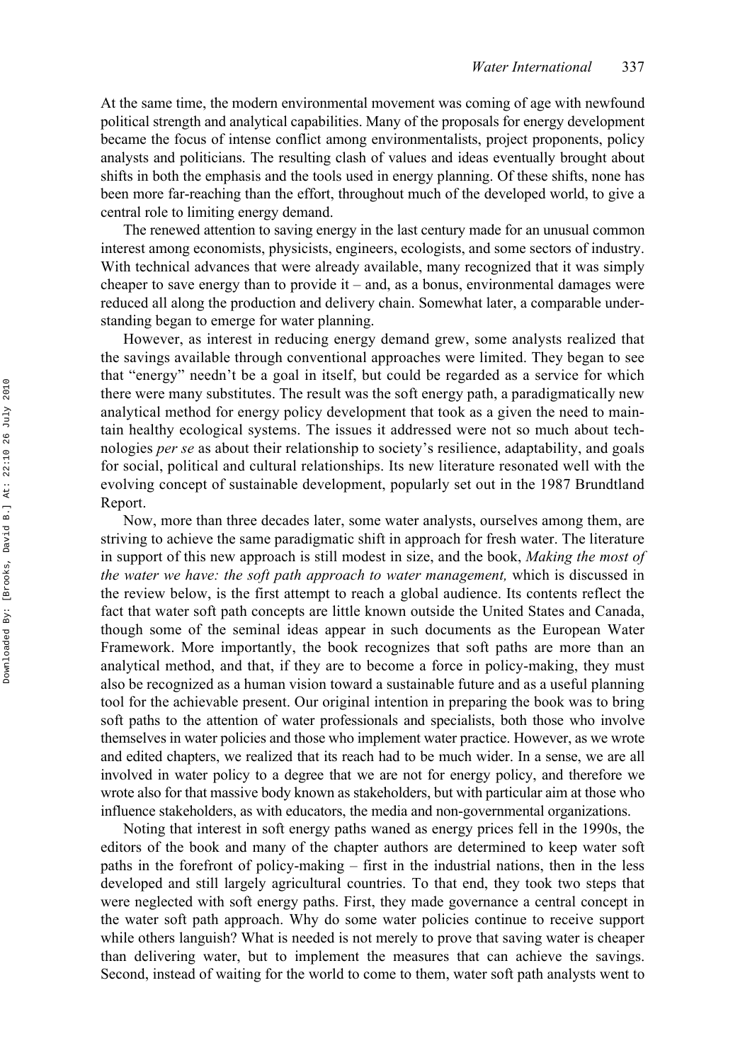At the same time, the modern environmental movement was coming of age with newfound political strength and analytical capabilities. Many of the proposals for energy development became the focus of intense conflict among environmentalists, project proponents, policy analysts and politicians. The resulting clash of values and ideas eventually brought about shifts in both the emphasis and the tools used in energy planning. Of these shifts, none has been more far-reaching than the effort, throughout much of the developed world, to give a central role to limiting energy demand.

The renewed attention to saving energy in the last century made for an unusual common interest among economists, physicists, engineers, ecologists, and some sectors of industry. With technical advances that were already available, many recognized that it was simply cheaper to save energy than to provide it – and, as a bonus, environmental damages were reduced all along the production and delivery chain. Somewhat later, a comparable understanding began to emerge for water planning.

However, as interest in reducing energy demand grew, some analysts realized that the savings available through conventional approaches were limited. They began to see that "energy" needn't be a goal in itself, but could be regarded as a service for which there were many substitutes. The result was the soft energy path, a paradigmatically new analytical method for energy policy development that took as a given the need to maintain healthy ecological systems. The issues it addressed were not so much about technologies *per se* as about their relationship to society's resilience, adaptability, and goals for social, political and cultural relationships. Its new literature resonated well with the evolving concept of sustainable development, popularly set out in the 1987 Brundtland Report.

Now, more than three decades later, some water analysts, ourselves among them, are striving to achieve the same paradigmatic shift in approach for fresh water. The literature in support of this new approach is still modest in size, and the book, *Making the most of the water we have: the soft path approach to water management,* which is discussed in the review below, is the first attempt to reach a global audience. Its contents reflect the fact that water soft path concepts are little known outside the United States and Canada, though some of the seminal ideas appear in such documents as the European Water Framework. More importantly, the book recognizes that soft paths are more than an analytical method, and that, if they are to become a force in policy-making, they must also be recognized as a human vision toward a sustainable future and as a useful planning tool for the achievable present. Our original intention in preparing the book was to bring soft paths to the attention of water professionals and specialists, both those who involve themselves in water policies and those who implement water practice. However, as we wrote and edited chapters, we realized that its reach had to be much wider. In a sense, we are all involved in water policy to a degree that we are not for energy policy, and therefore we wrote also for that massive body known as stakeholders, but with particular aim at those who influence stakeholders, as with educators, the media and non-governmental organizations.

Noting that interest in soft energy paths waned as energy prices fell in the 1990s, the editors of the book and many of the chapter authors are determined to keep water soft paths in the forefront of policy-making – first in the industrial nations, then in the less developed and still largely agricultural countries. To that end, they took two steps that were neglected with soft energy paths. First, they made governance a central concept in the water soft path approach. Why do some water policies continue to receive support while others languish? What is needed is not merely to prove that saving water is cheaper than delivering water, but to implement the measures that can achieve the savings. Second, instead of waiting for the world to come to them, water soft path analysts went to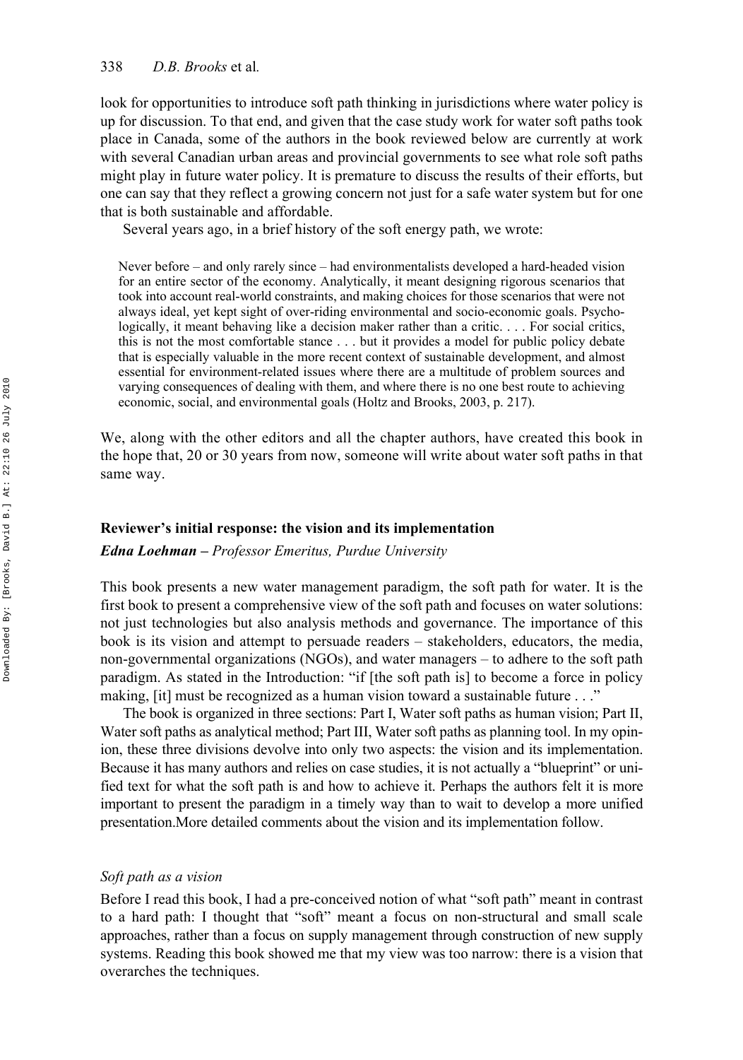look for opportunities to introduce soft path thinking in jurisdictions where water policy is up for discussion. To that end, and given that the case study work for water soft paths took place in Canada, some of the authors in the book reviewed below are currently at work with several Canadian urban areas and provincial governments to see what role soft paths might play in future water policy. It is premature to discuss the results of their efforts, but one can say that they reflect a growing concern not just for a safe water system but for one that is both sustainable and affordable.

Several years ago, in a brief history of the soft energy path, we wrote:

> Never before – and only rarely since – had environmentalists developed a hard-headed vision for an entire sector of the economy. Analytically, it meant designing rigorous scenarios that took into account real-world constraints, and making choices for those scenarios that were not always ideal, yet kept sight of over-riding environmental and socio-economic goals. Psychologically, it meant behaving like a decision maker rather than a critic. . . . For social critics, this is not the most comfortable stance . . . but it provides a model for public policy debate that is especially valuable in the more recent context of sustainable development, and almost essential for environment-related issues where there are a multitude of problem sources and varying consequences of dealing with them, and where there is no one best route to achieving economic, social, and environmental goals (Holtz and Brooks, 2003, p. 217).

We, along with the other editors and all the chapter authors, have created this book in the hope that, 20 or 30 years from now, someone will write about water soft paths in that same way.

## Reviewer's initial response: the vision and its implementation

***Edna Loehman** – Professor Emeritus, Purdue University*

This book presents a new water management paradigm, the soft path for water. It is the first book to present a comprehensive view of the soft path and focuses on water solutions: not just technologies but also analysis methods and governance. The importance of this book is its vision and attempt to persuade readers – stakeholders, educators, the media, non-governmental organizations (NGOs), and water managers – to adhere to the soft path paradigm. As stated in the Introduction: "if [the soft path is] to become a force in policy making, [it] must be recognized as a human vision toward a sustainable future . . ."

The book is organized in three sections: Part I, Water soft paths as human vision; Part II, Water soft paths as analytical method; Part III, Water soft paths as planning tool. In my opinion, these three divisions devolve into only two aspects: the vision and its implementation. Because it has many authors and relies on case studies, it is not actually a "blueprint" or unified text for what the soft path is and how to achieve it. Perhaps the authors felt it is more important to present the paradigm in a timely way than to wait to develop a more unified presentation.More detailed comments about the vision and its implementation follow.

### *Soft path as a vision*

Before I read this book, I had a pre-conceived notion of what "soft path" meant in contrast to a hard path: I thought that "soft" meant a focus on non-structural and small scale approaches, rather than a focus on supply management through construction of new supply systems. Reading this book showed me that my view was too narrow: there is a vision that overarches the techniques.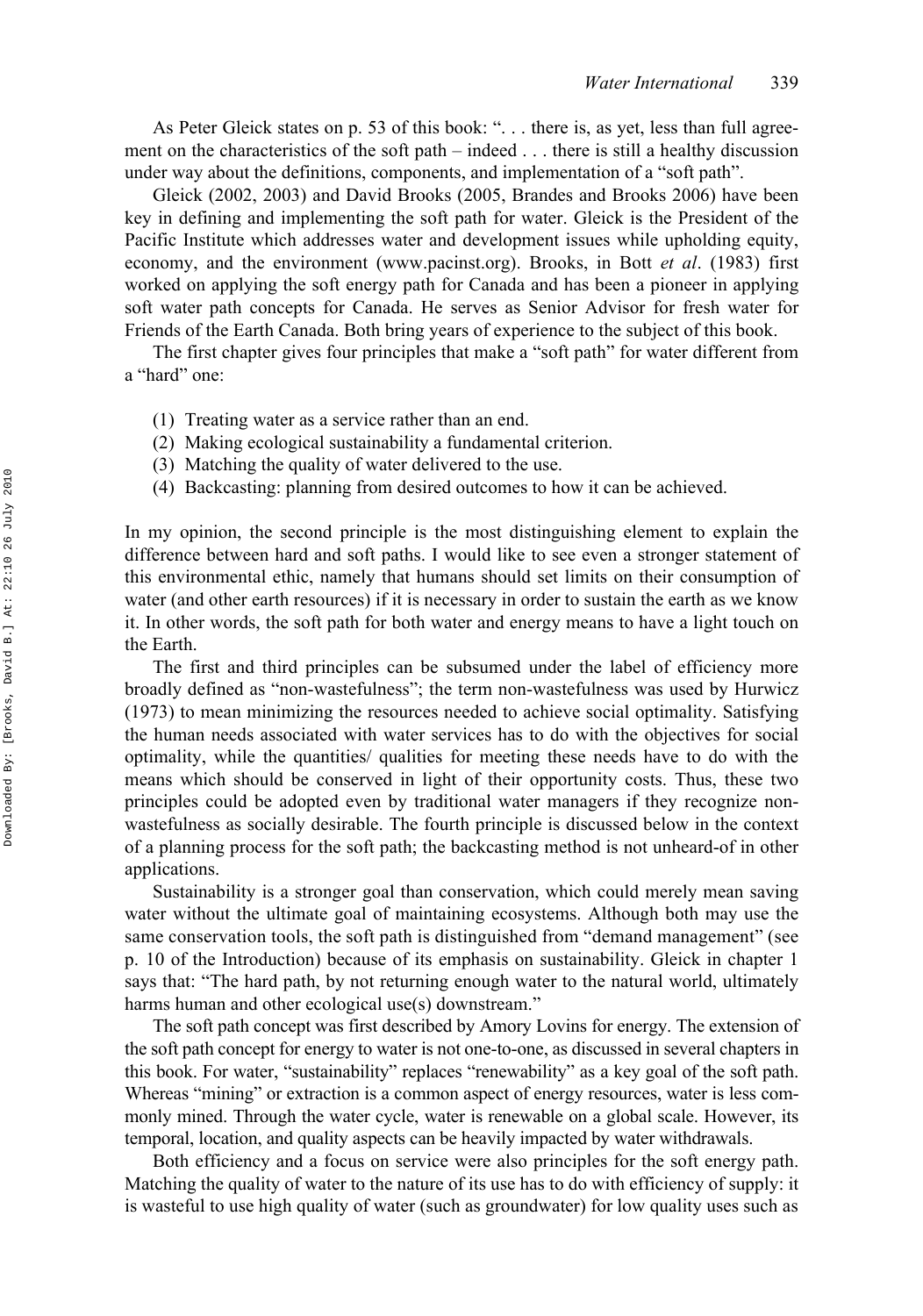As Peter Gleick states on p. 53 of this book: ". . . there is, as yet, less than full agreement on the characteristics of the soft path – indeed . . . there is still a healthy discussion under way about the definitions, components, and implementation of a "soft path".

Gleick (2002, 2003) and David Brooks (2005, Brandes and Brooks 2006) have been key in defining and implementing the soft path for water. Gleick is the President of the Pacific Institute which addresses water and development issues while upholding equity, economy, and the environment (www.pacinst.org). Brooks, in Bott *et al*. (1983) first worked on applying the soft energy path for Canada and has been a pioneer in applying soft water path concepts for Canada. He serves as Senior Advisor for fresh water for Friends of the Earth Canada. Both bring years of experience to the subject of this book.

The first chapter gives four principles that make a "soft path" for water different from a "hard" one:

(1) Treating water as a service rather than an end.
(2) Making ecological sustainability a fundamental criterion.
(3) Matching the quality of water delivered to the use.
(4) Backcasting: planning from desired outcomes to how it can be achieved.

In my opinion, the second principle is the most distinguishing element to explain the difference between hard and soft paths. I would like to see even a stronger statement of this environmental ethic, namely that humans should set limits on their consumption of water (and other earth resources) if it is necessary in order to sustain the earth as we know it. In other words, the soft path for both water and energy means to have a light touch on the Earth.

The first and third principles can be subsumed under the label of efficiency more broadly defined as "non-wastefulness"; the term non-wastefulness was used by Hurwicz (1973) to mean minimizing the resources needed to achieve social optimality. Satisfying the human needs associated with water services has to do with the objectives for social optimality, while the quantities/ qualities for meeting these needs have to do with the means which should be conserved in light of their opportunity costs. Thus, these two principles could be adopted even by traditional water managers if they recognize non-wastefulness as socially desirable. The fourth principle is discussed below in the context of a planning process for the soft path; the backcasting method is not unheard-of in other applications.

Sustainability is a stronger goal than conservation, which could merely mean saving water without the ultimate goal of maintaining ecosystems. Although both may use the same conservation tools, the soft path is distinguished from "demand management" (see p. 10 of the Introduction) because of its emphasis on sustainability. Gleick in chapter 1 says that: "The hard path, by not returning enough water to the natural world, ultimately harms human and other ecological use(s) downstream."

The soft path concept was first described by Amory Lovins for energy. The extension of the soft path concept for energy to water is not one-to-one, as discussed in several chapters in this book. For water, "sustainability" replaces "renewability" as a key goal of the soft path. Whereas "mining" or extraction is a common aspect of energy resources, water is less commonly mined. Through the water cycle, water is renewable on a global scale. However, its temporal, location, and quality aspects can be heavily impacted by water withdrawals.

Both efficiency and a focus on service were also principles for the soft energy path. Matching the quality of water to the nature of its use has to do with efficiency of supply: it is wasteful to use high quality of water (such as groundwater) for low quality uses such as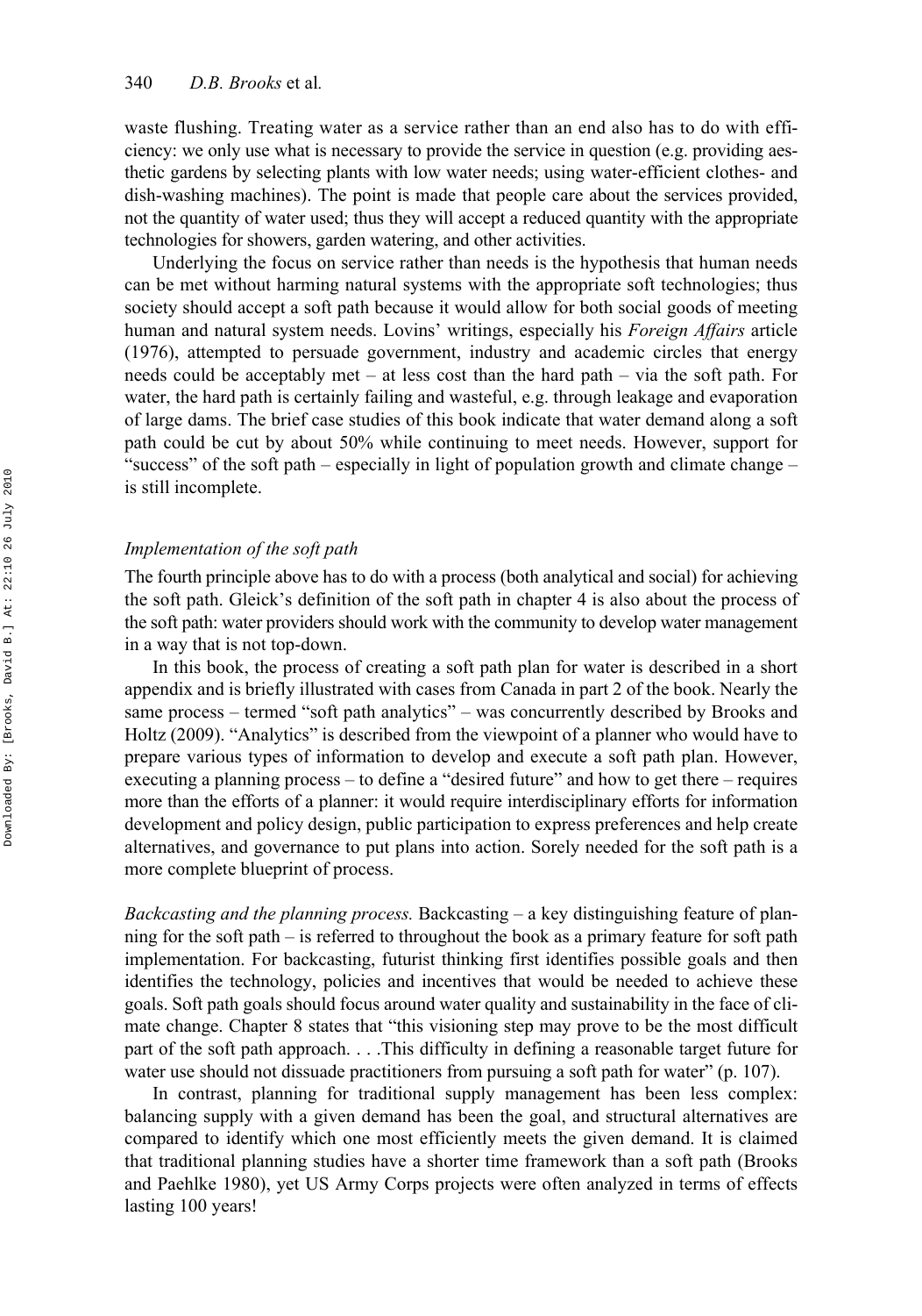waste flushing. Treating water as a service rather than an end also has to do with efficiency: we only use what is necessary to provide the service in question (e.g. providing aesthetic gardens by selecting plants with low water needs; using water-efficient clothes- and dish-washing machines). The point is made that people care about the services provided, not the quantity of water used; thus they will accept a reduced quantity with the appropriate technologies for showers, garden watering, and other activities.

Underlying the focus on service rather than needs is the hypothesis that human needs can be met without harming natural systems with the appropriate soft technologies; thus society should accept a soft path because it would allow for both social goods of meeting human and natural system needs. Lovins' writings, especially his *Foreign Affairs* article (1976), attempted to persuade government, industry and academic circles that energy needs could be acceptably met – at less cost than the hard path – via the soft path. For water, the hard path is certainly failing and wasteful, e.g. through leakage and evaporation of large dams. The brief case studies of this book indicate that water demand along a soft path could be cut by about 50% while continuing to meet needs. However, support for "success" of the soft path – especially in light of population growth and climate change – is still incomplete.

### *Implementation of the soft path*

The fourth principle above has to do with a process (both analytical and social) for achieving the soft path. Gleick's definition of the soft path in chapter 4 is also about the process of the soft path: water providers should work with the community to develop water management in a way that is not top-down.

In this book, the process of creating a soft path plan for water is described in a short appendix and is briefly illustrated with cases from Canada in part 2 of the book. Nearly the same process – termed "soft path analytics" – was concurrently described by Brooks and Holtz (2009). "Analytics" is described from the viewpoint of a planner who would have to prepare various types of information to develop and execute a soft path plan. However, executing a planning process – to define a "desired future" and how to get there – requires more than the efforts of a planner: it would require interdisciplinary efforts for information development and policy design, public participation to express preferences and help create alternatives, and governance to put plans into action. Sorely needed for the soft path is a more complete blueprint of process.

*Backcasting and the planning process.* Backcasting – a key distinguishing feature of planning for the soft path – is referred to throughout the book as a primary feature for soft path implementation. For backcasting, futurist thinking first identifies possible goals and then identifies the technology, policies and incentives that would be needed to achieve these goals. Soft path goals should focus around water quality and sustainability in the face of climate change. Chapter 8 states that "this visioning step may prove to be the most difficult part of the soft path approach. . . .This difficulty in defining a reasonable target future for water use should not dissuade practitioners from pursuing a soft path for water" (p. 107).

In contrast, planning for traditional supply management has been less complex: balancing supply with a given demand has been the goal, and structural alternatives are compared to identify which one most efficiently meets the given demand. It is claimed that traditional planning studies have a shorter time framework than a soft path (Brooks and Paehlke 1980), yet US Army Corps projects were often analyzed in terms of effects lasting 100 years!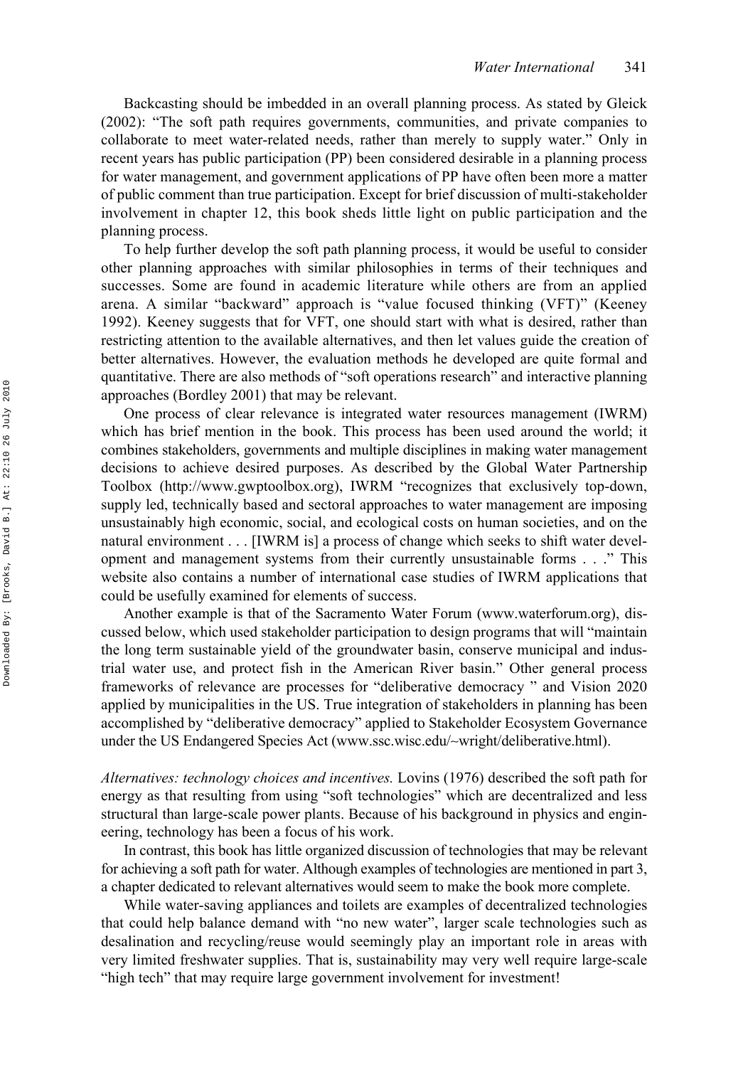Backcasting should be imbedded in an overall planning process. As stated by Gleick (2002): "The soft path requires governments, communities, and private companies to collaborate to meet water-related needs, rather than merely to supply water." Only in recent years has public participation (PP) been considered desirable in a planning process for water management, and government applications of PP have often been more a matter of public comment than true participation. Except for brief discussion of multi-stakeholder involvement in chapter 12, this book sheds little light on public participation and the planning process.

To help further develop the soft path planning process, it would be useful to consider other planning approaches with similar philosophies in terms of their techniques and successes. Some are found in academic literature while others are from an applied arena. A similar "backward" approach is "value focused thinking (VFT)" (Keeney 1992). Keeney suggests that for VFT, one should start with what is desired, rather than restricting attention to the available alternatives, and then let values guide the creation of better alternatives. However, the evaluation methods he developed are quite formal and quantitative. There are also methods of "soft operations research" and interactive planning approaches (Bordley 2001) that may be relevant.

One process of clear relevance is integrated water resources management (IWRM) which has brief mention in the book. This process has been used around the world; it combines stakeholders, governments and multiple disciplines in making water management decisions to achieve desired purposes. As described by the Global Water Partnership Toolbox (http://www.gwptoolbox.org), IWRM "recognizes that exclusively top-down, supply led, technically based and sectoral approaches to water management are imposing unsustainably high economic, social, and ecological costs on human societies, and on the natural environment . . . [IWRM is] a process of change which seeks to shift water development and management systems from their currently unsustainable forms . . ." This website also contains a number of international case studies of IWRM applications that could be usefully examined for elements of success.

Another example is that of the Sacramento Water Forum (www.waterforum.org), discussed below, which used stakeholder participation to design programs that will "maintain the long term sustainable yield of the groundwater basin, conserve municipal and industrial water use, and protect fish in the American River basin." Other general process frameworks of relevance are processes for "deliberative democracy " and Vision 2020 applied by municipalities in the US. True integration of stakeholders in planning has been accomplished by "deliberative democracy" applied to Stakeholder Ecosystem Governance under the US Endangered Species Act (www.ssc.wisc.edu/~wright/deliberative.html).

*Alternatives: technology choices and incentives.* Lovins (1976) described the soft path for energy as that resulting from using "soft technologies" which are decentralized and less structural than large-scale power plants. Because of his background in physics and engineering, technology has been a focus of his work.

In contrast, this book has little organized discussion of technologies that may be relevant for achieving a soft path for water. Although examples of technologies are mentioned in part 3, a chapter dedicated to relevant alternatives would seem to make the book more complete.

While water-saving appliances and toilets are examples of decentralized technologies that could help balance demand with "no new water", larger scale technologies such as desalination and recycling/reuse would seemingly play an important role in areas with very limited freshwater supplies. That is, sustainability may very well require large-scale "high tech" that may require large government involvement for investment!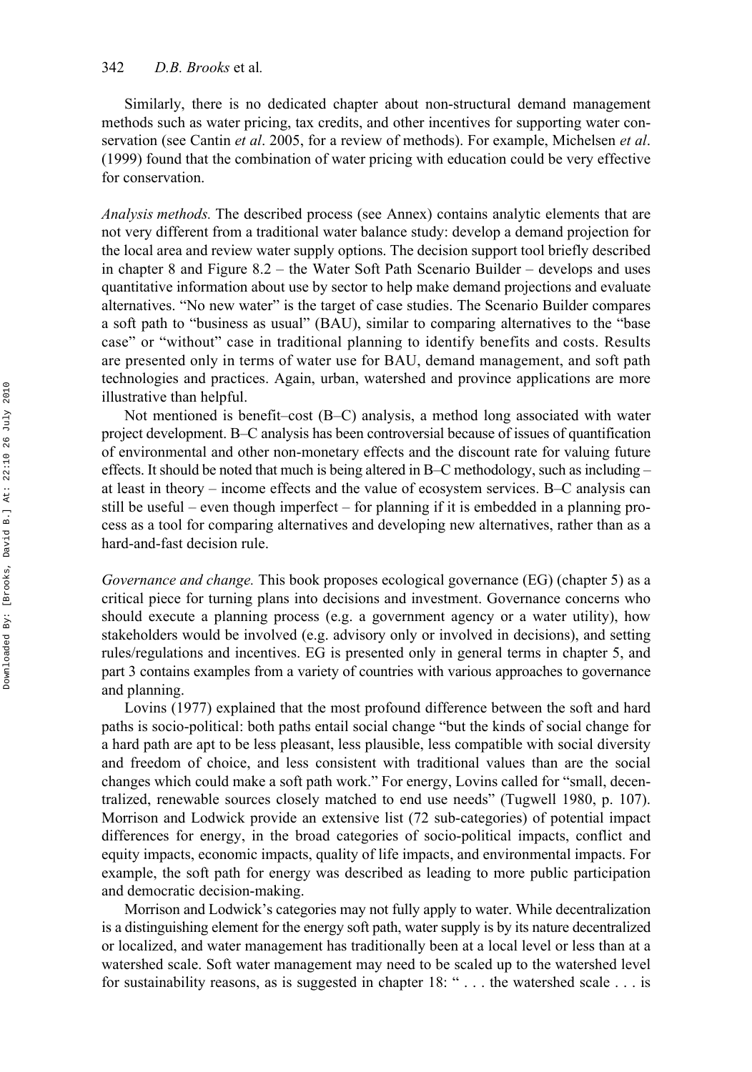Similarly, there is no dedicated chapter about non-structural demand management methods such as water pricing, tax credits, and other incentives for supporting water conservation (see Cantin *et al*. 2005, for a review of methods). For example, Michelsen *et al*. (1999) found that the combination of water pricing with education could be very effective for conservation.

*Analysis methods.* The described process (see Annex) contains analytic elements that are not very different from a traditional water balance study: develop a demand projection for the local area and review water supply options. The decision support tool briefly described in chapter 8 and Figure 8.2 – the Water Soft Path Scenario Builder – develops and uses quantitative information about use by sector to help make demand projections and evaluate alternatives. "No new water" is the target of case studies. The Scenario Builder compares a soft path to "business as usual" (BAU), similar to comparing alternatives to the "base case" or "without" case in traditional planning to identify benefits and costs. Results are presented only in terms of water use for BAU, demand management, and soft path technologies and practices. Again, urban, watershed and province applications are more illustrative than helpful.

Not mentioned is benefit–cost (B–C) analysis, a method long associated with water project development. B–C analysis has been controversial because of issues of quantification of environmental and other non-monetary effects and the discount rate for valuing future effects. It should be noted that much is being altered in B–C methodology, such as including – at least in theory – income effects and the value of ecosystem services. B–C analysis can still be useful – even though imperfect – for planning if it is embedded in a planning process as a tool for comparing alternatives and developing new alternatives, rather than as a hard-and-fast decision rule.

*Governance and change.* This book proposes ecological governance (EG) (chapter 5) as a critical piece for turning plans into decisions and investment. Governance concerns who should execute a planning process (e.g. a government agency or a water utility), how stakeholders would be involved (e.g. advisory only or involved in decisions), and setting rules/regulations and incentives. EG is presented only in general terms in chapter 5, and part 3 contains examples from a variety of countries with various approaches to governance and planning.

Lovins (1977) explained that the most profound difference between the soft and hard paths is socio-political: both paths entail social change "but the kinds of social change for a hard path are apt to be less pleasant, less plausible, less compatible with social diversity and freedom of choice, and less consistent with traditional values than are the social changes which could make a soft path work." For energy, Lovins called for "small, decentralized, renewable sources closely matched to end use needs" (Tugwell 1980, p. 107). Morrison and Lodwick provide an extensive list (72 sub-categories) of potential impact differences for energy, in the broad categories of socio-political impacts, conflict and equity impacts, economic impacts, quality of life impacts, and environmental impacts. For example, the soft path for energy was described as leading to more public participation and democratic decision-making.

Morrison and Lodwick's categories may not fully apply to water. While decentralization is a distinguishing element for the energy soft path, water supply is by its nature decentralized or localized, and water management has traditionally been at a local level or less than at a watershed scale. Soft water management may need to be scaled up to the watershed level for sustainability reasons, as is suggested in chapter 18: " . . . the watershed scale . . . is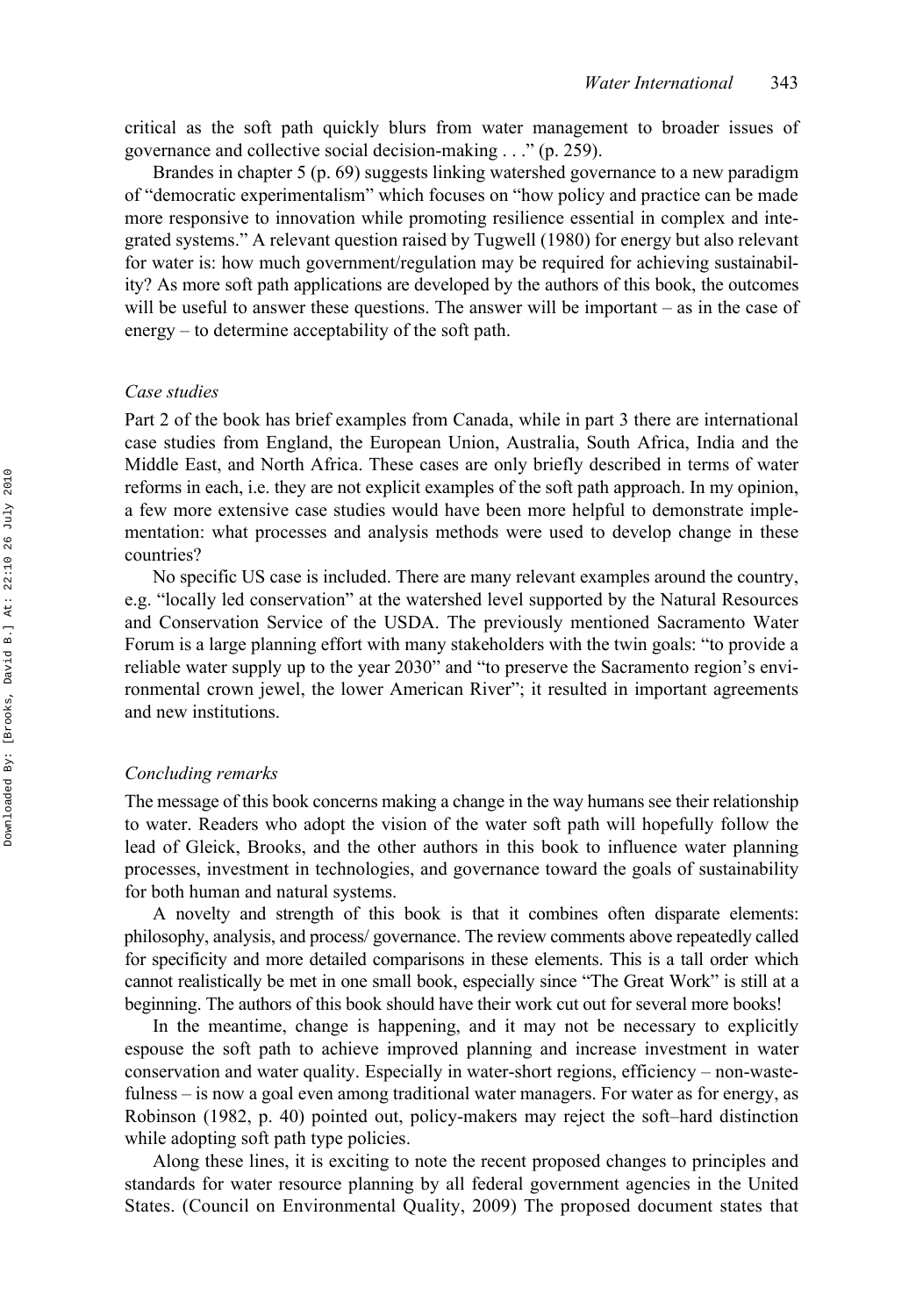critical as the soft path quickly blurs from water management to broader issues of governance and collective social decision-making . . ." (p. 259).

Brandes in chapter 5 (p. 69) suggests linking watershed governance to a new paradigm of "democratic experimentalism" which focuses on "how policy and practice can be made more responsive to innovation while promoting resilience essential in complex and integrated systems." A relevant question raised by Tugwell (1980) for energy but also relevant for water is: how much government/regulation may be required for achieving sustainability? As more soft path applications are developed by the authors of this book, the outcomes will be useful to answer these questions. The answer will be important – as in the case of energy – to determine acceptability of the soft path.

### *Case studies*

Part 2 of the book has brief examples from Canada, while in part 3 there are international case studies from England, the European Union, Australia, South Africa, India and the Middle East, and North Africa. These cases are only briefly described in terms of water reforms in each, i.e. they are not explicit examples of the soft path approach. In my opinion, a few more extensive case studies would have been more helpful to demonstrate implementation: what processes and analysis methods were used to develop change in these countries?

No specific US case is included. There are many relevant examples around the country, e.g. "locally led conservation" at the watershed level supported by the Natural Resources and Conservation Service of the USDA. The previously mentioned Sacramento Water Forum is a large planning effort with many stakeholders with the twin goals: "to provide a reliable water supply up to the year 2030" and "to preserve the Sacramento region's environmental crown jewel, the lower American River"; it resulted in important agreements and new institutions.

### *Concluding remarks*

The message of this book concerns making a change in the way humans see their relationship to water. Readers who adopt the vision of the water soft path will hopefully follow the lead of Gleick, Brooks, and the other authors in this book to influence water planning processes, investment in technologies, and governance toward the goals of sustainability for both human and natural systems.

A novelty and strength of this book is that it combines often disparate elements: philosophy, analysis, and process/ governance. The review comments above repeatedly called for specificity and more detailed comparisons in these elements. This is a tall order which cannot realistically be met in one small book, especially since "The Great Work" is still at a beginning. The authors of this book should have their work cut out for several more books!

In the meantime, change is happening, and it may not be necessary to explicitly espouse the soft path to achieve improved planning and increase investment in water conservation and water quality. Especially in water-short regions, efficiency – non-wastefulness – is now a goal even among traditional water managers. For water as for energy, as Robinson (1982, p. 40) pointed out, policy-makers may reject the soft–hard distinction while adopting soft path type policies.

Along these lines, it is exciting to note the recent proposed changes to principles and standards for water resource planning by all federal government agencies in the United States. (Council on Environmental Quality, 2009) The proposed document states that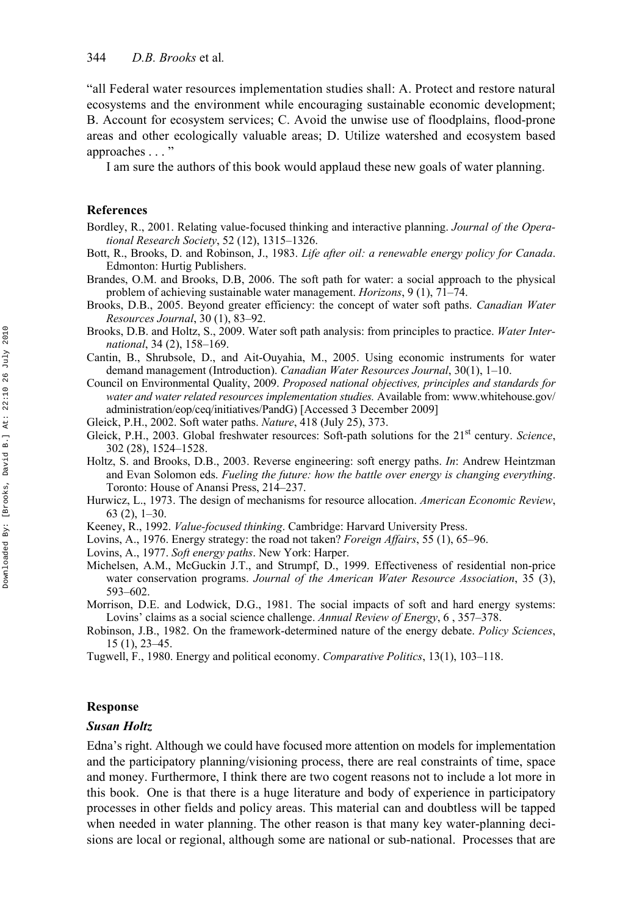"all Federal water resources implementation studies shall: A. Protect and restore natural ecosystems and the environment while encouraging sustainable economic development; B. Account for ecosystem services; C. Avoid the unwise use of floodplains, flood-prone areas and other ecologically valuable areas; D. Utilize watershed and ecosystem based approaches . . . "

I am sure the authors of this book would applaud these new goals of water planning.

## References

Bordley, R., 2001. Relating value-focused thinking and interactive planning. *Journal of the Operational Research Society*, 52 (12), 1315–1326.

Bott, R., Brooks, D. and Robinson, J., 1983. *Life after oil: a renewable energy policy for Canada*. Edmonton: Hurtig Publishers.

Brandes, O.M. and Brooks, D.B, 2006. The soft path for water: a social approach to the physical problem of achieving sustainable water management. *Horizons*, 9 (1), 71–74.

Brooks, D.B., 2005. Beyond greater efficiency: the concept of water soft paths. *Canadian Water Resources Journal*, 30 (1), 83–92.

Brooks, D.B. and Holtz, S., 2009. Water soft path analysis: from principles to practice. *Water International*, 34 (2), 158–169.

Cantin, B., Shrubsole, D., and Ait-Ouyahia, M., 2005. Using economic instruments for water demand management (Introduction). *Canadian Water Resources Journal*, 30(1), 1–10.

Council on Environmental Quality, 2009. *Proposed national objectives, principles and standards for water and water related resources implementation studies.* Available from: www.whitehouse.gov/administration/eop/ceq/initiatives/PandG) [Accessed 3 December 2009]

Gleick, P.H., 2002. Soft water paths. *Nature*, 418 (July 25), 373.

Gleick, P.H., 2003. Global freshwater resources: Soft-path solutions for the 21st century. *Science*, 302 (28), 1524–1528.

Holtz, S. and Brooks, D.B., 2003. Reverse engineering: soft energy paths. *In*: Andrew Heintzman and Evan Solomon eds. *Fueling the future: how the battle over energy is changing everything*. Toronto: House of Anansi Press, 214–237.

Hurwicz, L., 1973. The design of mechanisms for resource allocation. *American Economic Review*, 63 (2), 1–30.

Keeney, R., 1992. *Value-focused thinking*. Cambridge: Harvard University Press.

Lovins, A., 1976. Energy strategy: the road not taken? *Foreign Affairs*, 55 (1), 65–96.

Lovins, A., 1977. *Soft energy paths*. New York: Harper.

Michelsen, A.M., McGuckin J.T., and Strumpf, D., 1999. Effectiveness of residential non-price water conservation programs. *Journal of the American Water Resource Association*, 35 (3), 593–602.

Morrison, D.E. and Lodwick, D.G., 1981. The social impacts of soft and hard energy systems: Lovins' claims as a social science challenge. *Annual Review of Energy*, 6 , 357–378.

Robinson, J.B., 1982. On the framework-determined nature of the energy debate. *Policy Sciences*, 15 (1), 23–45.

Tugwell, F., 1980. Energy and political economy. *Comparative Politics*, 13(1), 103–118.

## Response

### *Susan Holtz*

Edna's right. Although we could have focused more attention on models for implementation and the participatory planning/visioning process, there are real constraints of time, space and money. Furthermore, I think there are two cogent reasons not to include a lot more in this book. One is that there is a huge literature and body of experience in participatory processes in other fields and policy areas. This material can and doubtless will be tapped when needed in water planning. The other reason is that many key water-planning decisions are local or regional, although some are national or sub-national. Processes that are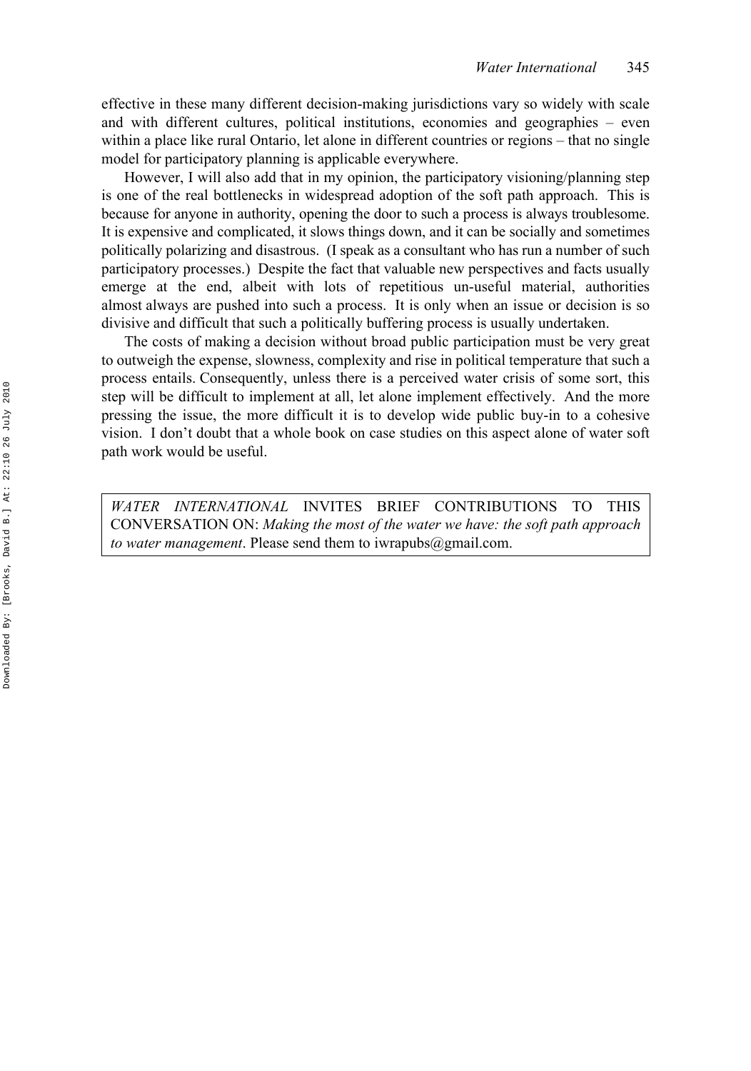effective in these many different decision-making jurisdictions vary so widely with scale and with different cultures, political institutions, economies and geographies – even within a place like rural Ontario, let alone in different countries or regions – that no single model for participatory planning is applicable everywhere.

However, I will also add that in my opinion, the participatory visioning/planning step is one of the real bottlenecks in widespread adoption of the soft path approach. This is because for anyone in authority, opening the door to such a process is always troublesome. It is expensive and complicated, it slows things down, and it can be socially and sometimes politically polarizing and disastrous. (I speak as a consultant who has run a number of such participatory processes.) Despite the fact that valuable new perspectives and facts usually emerge at the end, albeit with lots of repetitious un-useful material, authorities almost always are pushed into such a process. It is only when an issue or decision is so divisive and difficult that such a politically buffering process is usually undertaken.

The costs of making a decision without broad public participation must be very great to outweigh the expense, slowness, complexity and rise in political temperature that such a process entails. Consequently, unless there is a perceived water crisis of some sort, this step will be difficult to implement at all, let alone implement effectively. And the more pressing the issue, the more difficult it is to develop wide public buy-in to a cohesive vision. I don't doubt that a whole book on case studies on this aspect alone of water soft path work would be useful.

*WATER INTERNATIONAL* INVITES BRIEF CONTRIBUTIONS TO THIS CONVERSATION ON: *Making the most of the water we have: the soft path approach to water management*. Please send them to iwrapubs@gmail.com.